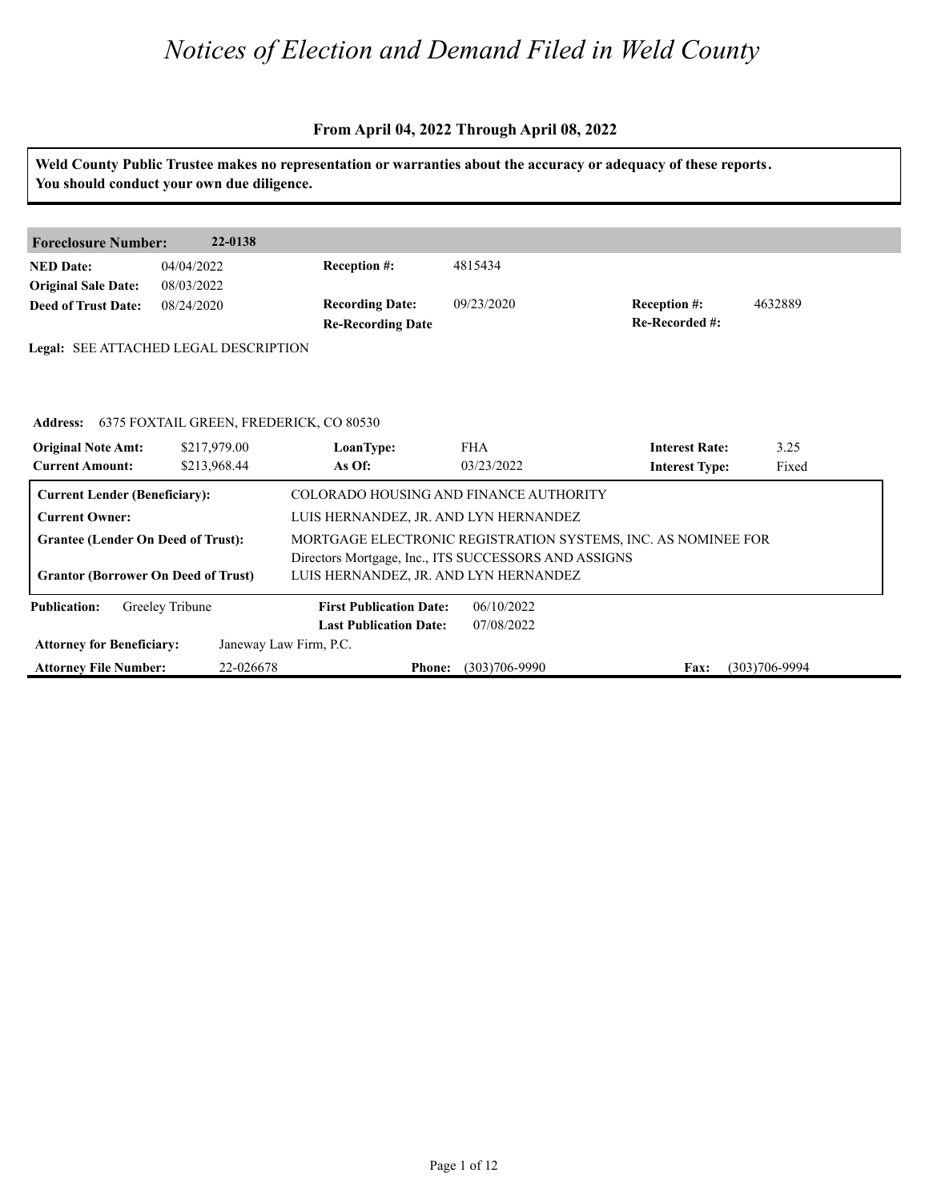# *Notices of Election and Demand Filed in Weld County*

**From April 04, 2022 Through April 08, 2022**

**Weld County Public Trustee makes no representation or warranties about the accuracy or adequacy of these reports. You should conduct your own due diligence.**

| **Foreclosure Number:** | **22-0138** | | | | |
|---|---|---|---|---|---|
| **NED Date:** | 04/04/2022 | **Reception #:** | 4815434 | | |
| **Original Sale Date:** | 08/03/2022 | | | | |
| **Deed of Trust Date:** | 08/24/2020 | **Recording Date:** | 09/23/2020 | **Reception #:** | 4632889 |
| | | **Re-Recording Date** | | **Re-Recorded #:** | |

**Legal:** SEE ATTACHED LEGAL DESCRIPTION

**Address:** 6375 FOXTAIL GREEN, FREDERICK, CO 80530

| **Original Note Amt:** | $217,979.00 | **LoanType:** | FHA | **Interest Rate:** | 3.25 |
|---|---|---|---|---|---|
| **Current Amount:** | $213,968.44 | **As Of:** | 03/23/2022 | **Interest Type:** | Fixed |

| | |
|---|---|
| **Current Lender (Beneficiary):** | COLORADO HOUSING AND FINANCE AUTHORITY |
| **Current Owner:** | LUIS HERNANDEZ, JR. AND LYN HERNANDEZ |
| **Grantee (Lender On Deed of Trust):** | MORTGAGE ELECTRONIC REGISTRATION SYSTEMS, INC. AS NOMINEE FOR Directors Mortgage, Inc., ITS SUCCESSORS AND ASSIGNS |
| **Grantor (Borrower On Deed of Trust)** | LUIS HERNANDEZ, JR. AND LYN HERNANDEZ |

| **Publication:** | Greeley Tribune | **First Publication Date:** | 06/10/2022 | | |
|---|---|---|---|---|---|
| | | **Last Publication Date:** | 07/08/2022 | | |
| **Attorney for Beneficiary:** | Janeway Law Firm, P.C. | | | | |
| **Attorney File Number:** | 22-026678 | **Phone:** | (303)706-9990 | **Fax:** | (303)706-9994 |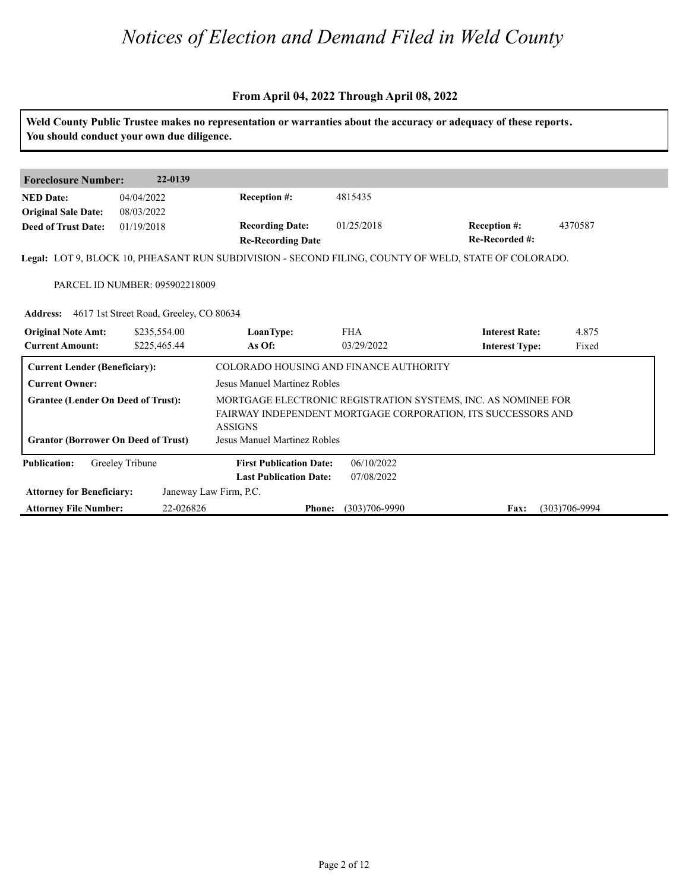# Notices of Election and Demand Filed in Weld County

**From April 04, 2022 Through April 08, 2022**

**Weld County Public Trustee makes no representation or warranties about the accuracy or adequacy of these reports. You should conduct your own due diligence.**

| **Foreclosure Number:** | **22-0139** | | | | |
|---|---|---|---|---|---|
| **NED Date:** | 04/04/2022 | **Reception #:** | 4815435 | | |
| **Original Sale Date:** | 08/03/2022 | | | | |
| **Deed of Trust Date:** | 01/19/2018 | **Recording Date:** | 01/25/2018 | **Reception #:** | 4370587 |
| | | **Re-Recording Date** | | **Re-Recorded #:** | |

**Legal:** LOT 9, BLOCK 10, PHEASANT RUN SUBDIVISION - SECOND FILING, COUNTY OF WELD, STATE OF COLORADO.

PARCEL ID NUMBER: 095902218009

**Address:** 4617 1st Street Road, Greeley, CO 80634

| **Original Note Amt:** | $235,554.00 | **LoanType:** | FHA | **Interest Rate:** | 4.875 |
|---|---|---|---|---|---|
| **Current Amount:** | $225,465.44 | **As Of:** | 03/29/2022 | **Interest Type:** | Fixed |

| | |
|---|---|
| **Current Lender (Beneficiary):** | COLORADO HOUSING AND FINANCE AUTHORITY |
| **Current Owner:** | Jesus Manuel Martinez Robles |
| **Grantee (Lender On Deed of Trust):** | MORTGAGE ELECTRONIC REGISTRATION SYSTEMS, INC. AS NOMINEE FOR FAIRWAY INDEPENDENT MORTGAGE CORPORATION, ITS SUCCESSORS AND ASSIGNS |
| **Grantor (Borrower On Deed of Trust)** | Jesus Manuel Martinez Robles |

| **Publication:** | Greeley Tribune | **First Publication Date:** | 06/10/2022 | | |
|---|---|---|---|---|---|
| | | **Last Publication Date:** | 07/08/2022 | | |
| **Attorney for Beneficiary:** | Janeway Law Firm, P.C. | | | | |
| **Attorney File Number:** | 22-026826 | **Phone:** | (303)706-9990 | **Fax:** | (303)706-9994 |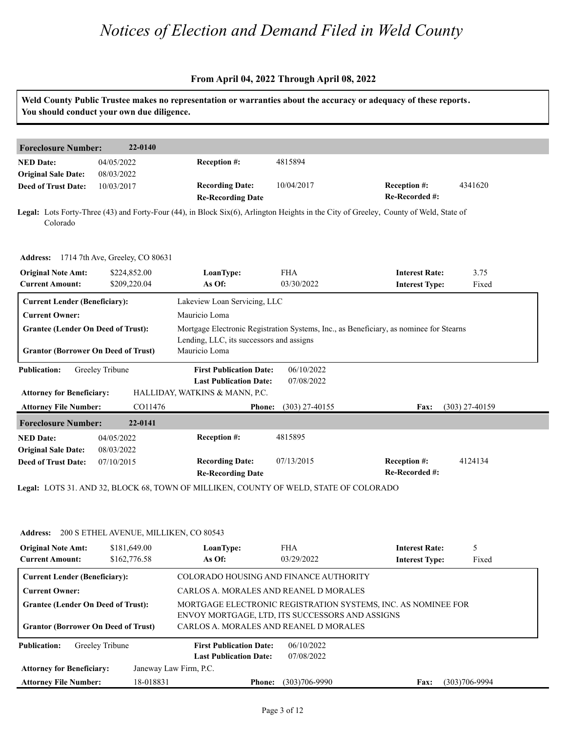# Notices of Election and Demand Filed in Weld County

**From April 04, 2022 Through April 08, 2022**

**Weld County Public Trustee makes no representation or warranties about the accuracy or adequacy of these reports. You should conduct your own due diligence.**

---

## Foreclosure Number: 22-0140

| | | | | | |
|---|---|---|---|---|---|
| **NED Date:** | 04/05/2022 | **Reception #:** | 4815894 | | |
| **Original Sale Date:** | 08/03/2022 | | | | |
| **Deed of Trust Date:** | 10/03/2017 | **Recording Date:** | 10/04/2017 | **Reception #:** | 4341620 |
| | | **Re-Recording Date** | | **Re-Recorded #:** | |

**Legal:** Lots Forty-Three (43) and Forty-Four (44), in Block Six(6), Arlington Heights in the City of Greeley, County of Weld, State of Colorado

**Address:** 1714 7th Ave, Greeley, CO 80631

| | | | | | |
|---|---|---|---|---|---|
| **Original Note Amt:** | $224,852.00 | **LoanType:** | FHA | **Interest Rate:** | 3.75 |
| **Current Amount:** | $209,220.04 | **As Of:** | 03/30/2022 | **Interest Type:** | Fixed |

| | |
|---|---|
| **Current Lender (Beneficiary):** | Lakeview Loan Servicing, LLC |
| **Current Owner:** | Mauricio Loma |
| **Grantee (Lender On Deed of Trust):** | Mortgage Electronic Registration Systems, Inc., as Beneficiary, as nominee for Stearns Lending, LLC, its successors and assigns |
| **Grantor (Borrower On Deed of Trust)** | Mauricio Loma |

| | | | | | |
|---|---|---|---|---|---|
| **Publication:** | Greeley Tribune | **First Publication Date:** | 06/10/2022 | | |
| | | **Last Publication Date:** | 07/08/2022 | | |
| **Attorney for Beneficiary:** | HALLIDAY, WATKINS & MANN, P.C. | | | | |
| **Attorney File Number:** | CO11476 | **Phone:** | (303) 27-40155 | **Fax:** | (303) 27-40159 |

---

## Foreclosure Number: 22-0141

| | | | | | |
|---|---|---|---|---|---|
| **NED Date:** | 04/05/2022 | **Reception #:** | 4815895 | | |
| **Original Sale Date:** | 08/03/2022 | | | | |
| **Deed of Trust Date:** | 07/10/2015 | **Recording Date:** | 07/13/2015 | **Reception #:** | 4124134 |
| | | **Re-Recording Date** | | **Re-Recorded #:** | |

**Legal:** LOTS 31. AND 32, BLOCK 68, TOWN OF MILLIKEN, COUNTY OF WELD, STATE OF COLORADO

**Address:** 200 S ETHEL AVENUE, MILLIKEN, CO 80543

| | | | | | |
|---|---|---|---|---|---|
| **Original Note Amt:** | $181,649.00 | **LoanType:** | FHA | **Interest Rate:** | 5 |
| **Current Amount:** | $162,776.58 | **As Of:** | 03/29/2022 | **Interest Type:** | Fixed |

| | |
|---|---|
| **Current Lender (Beneficiary):** | COLORADO HOUSING AND FINANCE AUTHORITY |
| **Current Owner:** | CARLOS A. MORALES AND REANEL D MORALES |
| **Grantee (Lender On Deed of Trust):** | MORTGAGE ELECTRONIC REGISTRATION SYSTEMS, INC. AS NOMINEE FOR ENVOY MORTGAGE, LTD, ITS SUCCESSORS AND ASSIGNS |
| **Grantor (Borrower On Deed of Trust)** | CARLOS A. MORALES AND REANEL D MORALES |

| | | | | | |
|---|---|---|---|---|---|
| **Publication:** | Greeley Tribune | **First Publication Date:** | 06/10/2022 | | |
| | | **Last Publication Date:** | 07/08/2022 | | |
| **Attorney for Beneficiary:** | Janeway Law Firm, P.C. | | | | |
| **Attorney File Number:** | 18-018831 | **Phone:** | (303)706-9990 | **Fax:** | (303)706-9994 |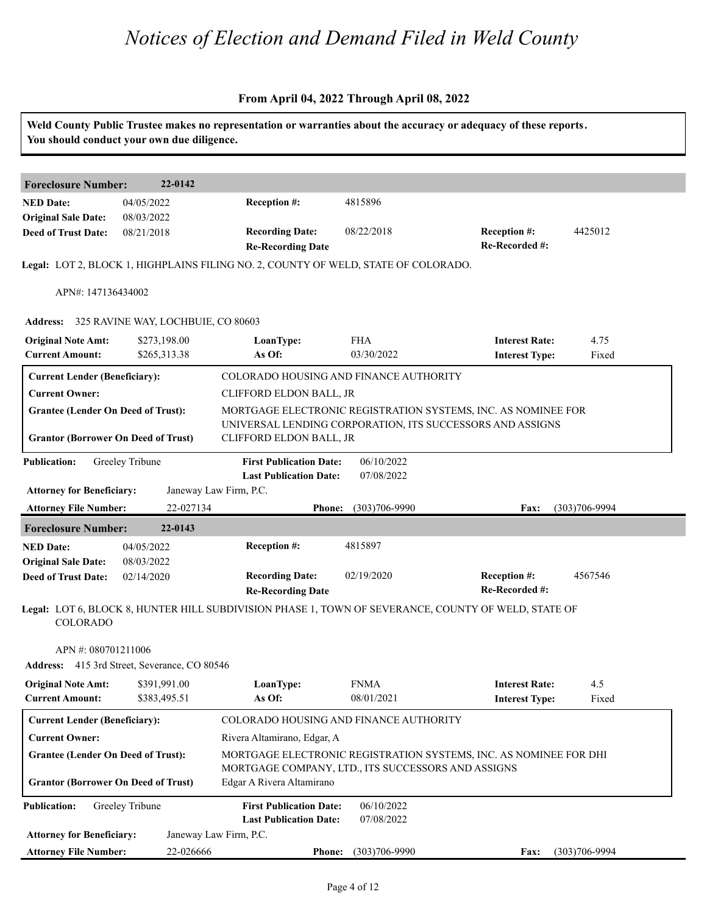# Notices of Election and Demand Filed in Weld County

## From April 04, 2022 Through April 08, 2022

**Weld County Public Trustee makes no representation or warranties about the accuracy or adequacy of these reports. You should conduct your own due diligence.**

### Foreclosure Number: 22-0142

| | | | | | |
|---|---|---|---|---|---|
| **NED Date:** | 04/05/2022 | **Reception #:** | 4815896 | | |
| **Original Sale Date:** | 08/03/2022 | | | | |
| **Deed of Trust Date:** | 08/21/2018 | **Recording Date:** | 08/22/2018 | **Reception #:** | 4425012 |
| | | **Re-Recording Date** | | **Re-Recorded #:** | |

**Legal:** LOT 2, BLOCK 1, HIGHPLAINS FILING NO. 2, COUNTY OF WELD, STATE OF COLORADO.

APN#: 147136434002

**Address:** 325 RAVINE WAY, LOCHBUIE, CO 80603

| | | | | | |
|---|---|---|---|---|---|
| **Original Note Amt:** | $273,198.00 | **LoanType:** | FHA | **Interest Rate:** | 4.75 |
| **Current Amount:** | $265,313.38 | **As Of:** | 03/30/2022 | **Interest Type:** | Fixed |

| | |
|---|---|
| **Current Lender (Beneficiary):** | COLORADO HOUSING AND FINANCE AUTHORITY |
| **Current Owner:** | CLIFFORD ELDON BALL, JR |
| **Grantee (Lender On Deed of Trust):** | MORTGAGE ELECTRONIC REGISTRATION SYSTEMS, INC. AS NOMINEE FOR UNIVERSAL LENDING CORPORATION, ITS SUCCESSORS AND ASSIGNS |
| **Grantor (Borrower On Deed of Trust)** | CLIFFORD ELDON BALL, JR |

| | | | | | |
|---|---|---|---|---|---|
| **Publication:** | Greeley Tribune | **First Publication Date:** | 06/10/2022 | | |
| | | **Last Publication Date:** | 07/08/2022 | | |
| **Attorney for Beneficiary:** | Janeway Law Firm, P.C. | | | | |
| **Attorney File Number:** | 22-027134 | **Phone:** | (303)706-9990 | **Fax:** | (303)706-9994 |

### Foreclosure Number: 22-0143

| | | | | | |
|---|---|---|---|---|---|
| **NED Date:** | 04/05/2022 | **Reception #:** | 4815897 | | |
| **Original Sale Date:** | 08/03/2022 | | | | |
| **Deed of Trust Date:** | 02/14/2020 | **Recording Date:** | 02/19/2020 | **Reception #:** | 4567546 |
| | | **Re-Recording Date** | | **Re-Recorded #:** | |

**Legal:** LOT 6, BLOCK 8, HUNTER HILL SUBDIVISION PHASE 1, TOWN OF SEVERANCE, COUNTY OF WELD, STATE OF COLORADO

APN #: 080701211006

**Address:** 415 3rd Street, Severance, CO 80546

| | | | | | |
|---|---|---|---|---|---|
| **Original Note Amt:** | $391,991.00 | **LoanType:** | FNMA | **Interest Rate:** | 4.5 |
| **Current Amount:** | $383,495.51 | **As Of:** | 08/01/2021 | **Interest Type:** | Fixed |

| | |
|---|---|
| **Current Lender (Beneficiary):** | COLORADO HOUSING AND FINANCE AUTHORITY |
| **Current Owner:** | Rivera Altamirano, Edgar, A |
| **Grantee (Lender On Deed of Trust):** | MORTGAGE ELECTRONIC REGISTRATION SYSTEMS, INC. AS NOMINEE FOR DHI MORTGAGE COMPANY, LTD., ITS SUCCESSORS AND ASSIGNS |
| **Grantor (Borrower On Deed of Trust)** | Edgar A Rivera Altamirano |

| | | | | | |
|---|---|---|---|---|---|
| **Publication:** | Greeley Tribune | **First Publication Date:** | 06/10/2022 | | |
| | | **Last Publication Date:** | 07/08/2022 | | |
| **Attorney for Beneficiary:** | Janeway Law Firm, P.C. | | | | |
| **Attorney File Number:** | 22-026666 | **Phone:** | (303)706-9990 | **Fax:** | (303)706-9994 |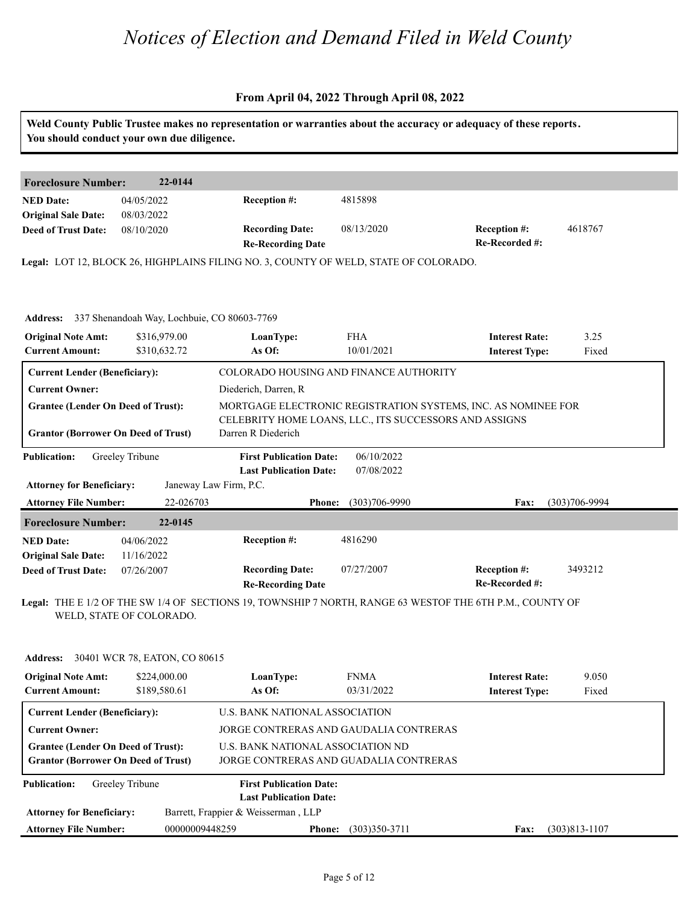# Notices of Election and Demand Filed in Weld County

**From April 04, 2022 Through April 08, 2022**

**Weld County Public Trustee makes no representation or warranties about the accuracy or adequacy of these reports. You should conduct your own due diligence.**

---

**Foreclosure Number:** 22-0144

| | | | | | |
|---|---|---|---|---|---|
| **NED Date:** | 04/05/2022 | **Reception #:** | 4815898 | | |
| **Original Sale Date:** | 08/03/2022 | | | | |
| **Deed of Trust Date:** | 08/10/2020 | **Recording Date:** | 08/13/2020 | **Reception #:** | 4618767 |
| | | **Re-Recording Date** | | **Re-Recorded #:** | |

**Legal:** LOT 12, BLOCK 26, HIGHPLAINS FILING NO. 3, COUNTY OF WELD, STATE OF COLORADO.

**Address:** 337 Shenandoah Way, Lochbuie, CO 80603-7769

| | | | | | |
|---|---|---|---|---|---|
| **Original Note Amt:** | $316,979.00 | **LoanType:** | FHA | **Interest Rate:** | 3.25 |
| **Current Amount:** | $310,632.72 | **As Of:** | 10/01/2021 | **Interest Type:** | Fixed |

| | |
|---|---|
| **Current Lender (Beneficiary):** | COLORADO HOUSING AND FINANCE AUTHORITY |
| **Current Owner:** | Diederich, Darren, R |
| **Grantee (Lender On Deed of Trust):** | MORTGAGE ELECTRONIC REGISTRATION SYSTEMS, INC. AS NOMINEE FOR CELEBRITY HOME LOANS, LLC., ITS SUCCESSORS AND ASSIGNS |
| **Grantor (Borrower On Deed of Trust)** | Darren R Diederich |

| | | | |
|---|---|---|---|
| **Publication:** | Greeley Tribune | **First Publication Date:** | 06/10/2022 |
| | | **Last Publication Date:** | 07/08/2022 |
| **Attorney for Beneficiary:** | Janeway Law Firm, P.C. | | |
| **Attorney File Number:** | 22-026703 | **Phone:** | (303)706-9990 |
| | | **Fax:** | (303)706-9994 |

---

**Foreclosure Number:** 22-0145

| | | | | | |
|---|---|---|---|---|---|
| **NED Date:** | 04/06/2022 | **Reception #:** | 4816290 | | |
| **Original Sale Date:** | 11/16/2022 | | | | |
| **Deed of Trust Date:** | 07/26/2007 | **Recording Date:** | 07/27/2007 | **Reception #:** | 3493212 |
| | | **Re-Recording Date** | | **Re-Recorded #:** | |

**Legal:** THE E 1/2 OF THE SW 1/4 OF SECTIONS 19, TOWNSHIP 7 NORTH, RANGE 63 WESTOF THE 6TH P.M., COUNTY OF WELD, STATE OF COLORADO.

**Address:** 30401 WCR 78, EATON, CO 80615

| | | | | | |
|---|---|---|---|---|---|
| **Original Note Amt:** | $224,000.00 | **LoanType:** | FNMA | **Interest Rate:** | 9.050 |
| **Current Amount:** | $189,580.61 | **As Of:** | 03/31/2022 | **Interest Type:** | Fixed |

| | |
|---|---|
| **Current Lender (Beneficiary):** | U.S. BANK NATIONAL ASSOCIATION |
| **Current Owner:** | JORGE CONTRERAS AND GAUDALIA CONTRERAS |
| **Grantee (Lender On Deed of Trust):** | U.S. BANK NATIONAL ASSOCIATION ND |
| **Grantor (Borrower On Deed of Trust)** | JORGE CONTRERAS AND GUADALIA CONTRERAS |

| | | | |
|---|---|---|---|
| **Publication:** | Greeley Tribune | **First Publication Date:** | |
| | | **Last Publication Date:** | |
| **Attorney for Beneficiary:** | Barrett, Frappier & Weisserman , LLP | | |
| **Attorney File Number:** | 00000009448259 | **Phone:** | (303)350-3711 |
| | | **Fax:** | (303)813-1107 |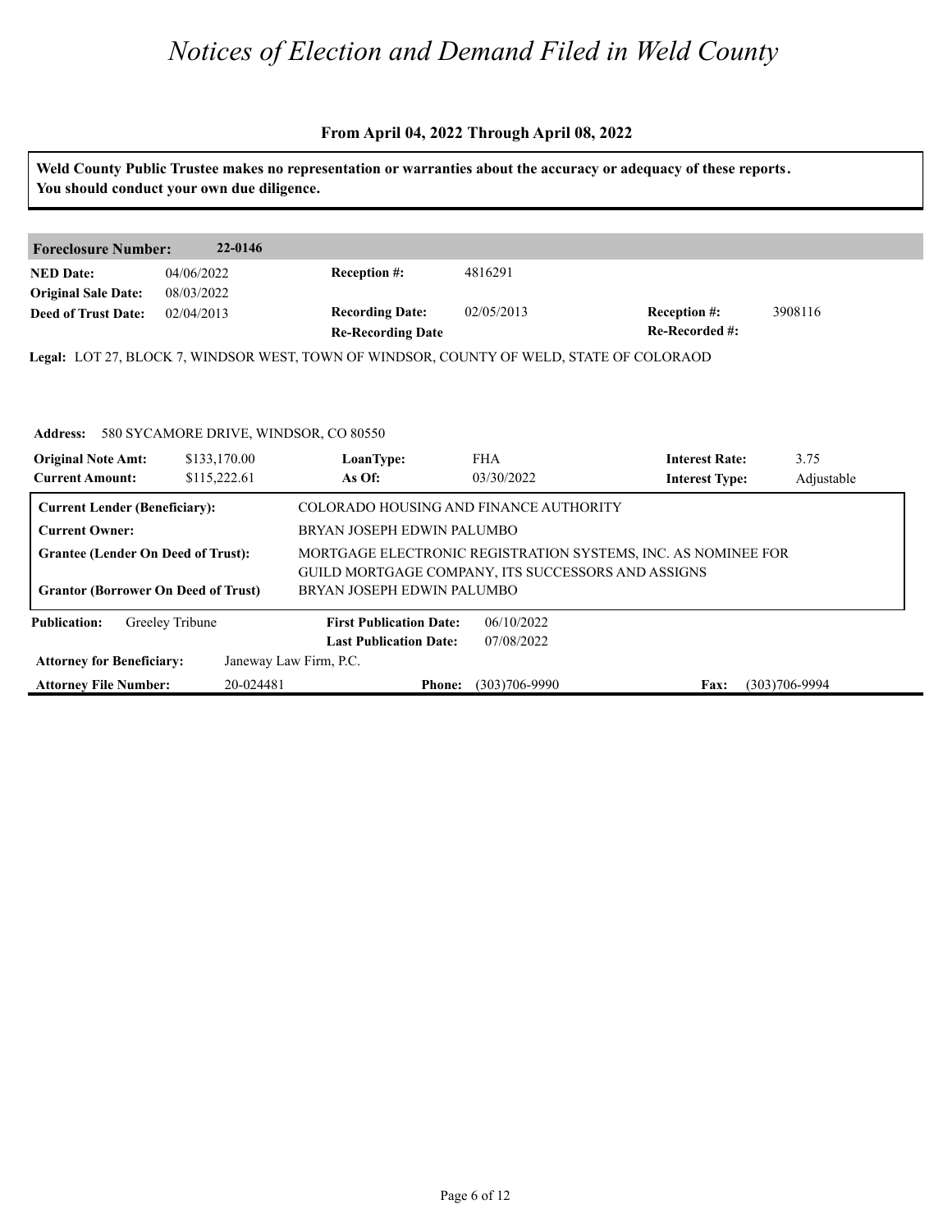# Notices of Election and Demand Filed in Weld County

**From April 04, 2022 Through April 08, 2022**

**Weld County Public Trustee makes no representation or warranties about the accuracy or adequacy of these reports. You should conduct your own due diligence.**

| **Foreclosure Number:** | **22-0146** | | | | |
|---|---|---|---|---|---|
| **NED Date:** | 04/06/2022 | **Reception #:** | 4816291 | | |
| **Original Sale Date:** | 08/03/2022 | | | | |
| **Deed of Trust Date:** | 02/04/2013 | **Recording Date:** | 02/05/2013 | **Reception #:** | 3908116 |
| | | **Re-Recording Date** | | **Re-Recorded #:** | |

**Legal:** LOT 27, BLOCK 7, WINDSOR WEST, TOWN OF WINDSOR, COUNTY OF WELD, STATE OF COLORAOD

**Address:** 580 SYCAMORE DRIVE, WINDSOR, CO 80550

| **Original Note Amt:** | $133,170.00 | **LoanType:** | FHA | **Interest Rate:** | 3.75 |
|---|---|---|---|---|---|
| **Current Amount:** | $115,222.61 | **As Of:** | 03/30/2022 | **Interest Type:** | Adjustable |

| | |
|---|---|
| **Current Lender (Beneficiary):** | COLORADO HOUSING AND FINANCE AUTHORITY |
| **Current Owner:** | BRYAN JOSEPH EDWIN PALUMBO |
| **Grantee (Lender On Deed of Trust):** | MORTGAGE ELECTRONIC REGISTRATION SYSTEMS, INC. AS NOMINEE FOR GUILD MORTGAGE COMPANY, ITS SUCCESSORS AND ASSIGNS |
| **Grantor (Borrower On Deed of Trust)** | BRYAN JOSEPH EDWIN PALUMBO |

| **Publication:** | Greeley Tribune | **First Publication Date:** | 06/10/2022 | | |
|---|---|---|---|---|---|
| | | **Last Publication Date:** | 07/08/2022 | | |
| **Attorney for Beneficiary:** | Janeway Law Firm, P.C. | | | | |
| **Attorney File Number:** | 20-024481 | **Phone:** | (303)706-9990 | **Fax:** | (303)706-9994 |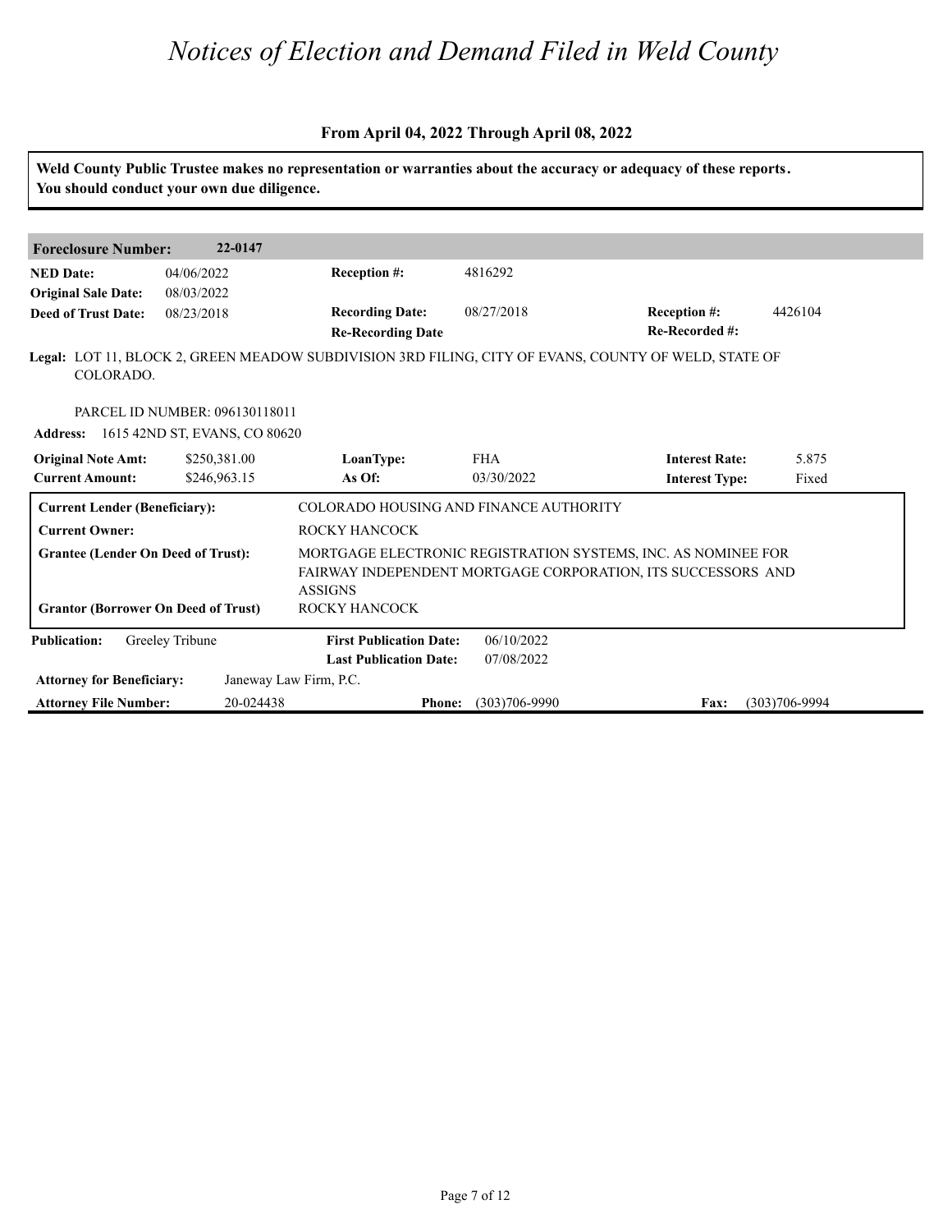# *Notices of Election and Demand Filed in Weld County*

### From April 04, 2022 Through April 08, 2022

**Weld County Public Trustee makes no representation or warranties about the accuracy or adequacy of these reports. You should conduct your own due diligence.**

**Foreclosure Number:** 22-0147

| | | | | | |
|---|---|---|---|---|---|
| **NED Date:** | 04/06/2022 | **Reception #:** | 4816292 | | |
| **Original Sale Date:** | 08/03/2022 | | | | |
| **Deed of Trust Date:** | 08/23/2018 | **Recording Date:** | 08/27/2018 | **Reception #:** | 4426104 |
| | | **Re-Recording Date** | | **Re-Recorded #:** | |

**Legal:** LOT 11, BLOCK 2, GREEN MEADOW SUBDIVISION 3RD FILING, CITY OF EVANS, COUNTY OF WELD, STATE OF COLORADO.

PARCEL ID NUMBER: 096130118011

**Address:** 1615 42ND ST, EVANS, CO 80620

| | | | | | |
|---|---|---|---|---|---|
| **Original Note Amt:** | $250,381.00 | **LoanType:** | FHA | **Interest Rate:** | 5.875 |
| **Current Amount:** | $246,963.15 | **As Of:** | 03/30/2022 | **Interest Type:** | Fixed |

| | |
|---|---|
| **Current Lender (Beneficiary):** | COLORADO HOUSING AND FINANCE AUTHORITY |
| **Current Owner:** | ROCKY HANCOCK |
| **Grantee (Lender On Deed of Trust):** | MORTGAGE ELECTRONIC REGISTRATION SYSTEMS, INC. AS NOMINEE FOR FAIRWAY INDEPENDENT MORTGAGE CORPORATION, ITS SUCCESSORS AND ASSIGNS |
| **Grantor (Borrower On Deed of Trust)** | ROCKY HANCOCK |

| | | | | | |
|---|---|---|---|---|---|
| **Publication:** | Greeley Tribune | **First Publication Date:** | 06/10/2022 | | |
| | | **Last Publication Date:** | 07/08/2022 | | |
| **Attorney for Beneficiary:** | Janeway Law Firm, P.C. | | | | |
| **Attorney File Number:** | 20-024438 | **Phone:** | (303)706-9990 | **Fax:** | (303)706-9994 |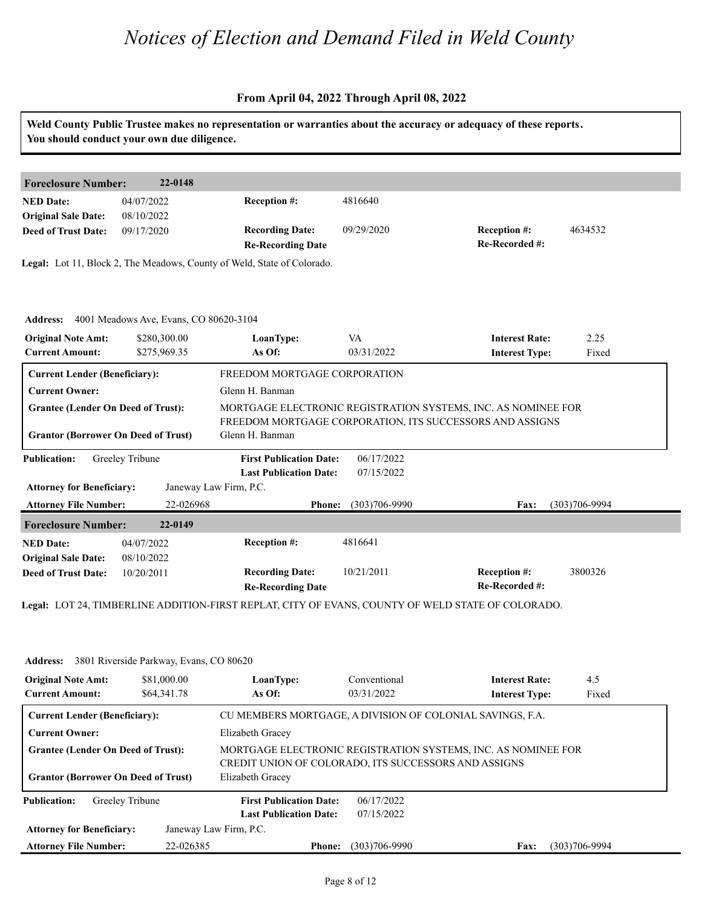# Notices of Election and Demand Filed in Weld County

**From April 04, 2022 Through April 08, 2022**

**Weld County Public Trustee makes no representation or warranties about the accuracy or adequacy of these reports. You should conduct your own due diligence.**

## Foreclosure Number: 22-0148

| | | | | | |
|---|---|---|---|---|---|
| **NED Date:** | 04/07/2022 | **Reception #:** | 4816640 | | |
| **Original Sale Date:** | 08/10/2022 | | | | |
| **Deed of Trust Date:** | 09/17/2020 | **Recording Date:** | 09/29/2020 | **Reception #:** | 4634532 |
| | | **Re-Recording Date** | | **Re-Recorded #:** | |

**Legal:** Lot 11, Block 2, The Meadows, County of Weld, State of Colorado.

**Address:** 4001 Meadows Ave, Evans, CO 80620-3104

| | | | | | |
|---|---|---|---|---|---|
| **Original Note Amt:** | $280,300.00 | **LoanType:** | VA | **Interest Rate:** | 2.25 |
| **Current Amount:** | $275,969.35 | **As Of:** | 03/31/2022 | **Interest Type:** | Fixed |

| | |
|---|---|
| **Current Lender (Beneficiary):** | FREEDOM MORTGAGE CORPORATION |
| **Current Owner:** | Glenn H. Banman |
| **Grantee (Lender On Deed of Trust):** | MORTGAGE ELECTRONIC REGISTRATION SYSTEMS, INC. AS NOMINEE FOR FREEDOM MORTGAGE CORPORATION, ITS SUCCESSORS AND ASSIGNS |
| **Grantor (Borrower On Deed of Trust)** | Glenn H. Banman |

| | | | | | |
|---|---|---|---|---|---|
| **Publication:** | Greeley Tribune | **First Publication Date:** | 06/17/2022 | | |
| | | **Last Publication Date:** | 07/15/2022 | | |
| **Attorney for Beneficiary:** | Janeway Law Firm, P.C. | | | | |
| **Attorney File Number:** | 22-026968 | **Phone:** | (303)706-9990 | **Fax:** | (303)706-9994 |

## Foreclosure Number: 22-0149

| | | | | | |
|---|---|---|---|---|---|
| **NED Date:** | 04/07/2022 | **Reception #:** | 4816641 | | |
| **Original Sale Date:** | 08/10/2022 | | | | |
| **Deed of Trust Date:** | 10/20/2011 | **Recording Date:** | 10/21/2011 | **Reception #:** | 3800326 |
| | | **Re-Recording Date** | | **Re-Recorded #:** | |

**Legal:** LOT 24, TIMBERLINE ADDITION-FIRST REPLAT, CITY OF EVANS, COUNTY OF WELD STATE OF COLORADO.

**Address:** 3801 Riverside Parkway, Evans, CO 80620

| | | | | | |
|---|---|---|---|---|---|
| **Original Note Amt:** | $81,000.00 | **LoanType:** | Conventional | **Interest Rate:** | 4.5 |
| **Current Amount:** | $64,341.78 | **As Of:** | 03/31/2022 | **Interest Type:** | Fixed |

| | |
|---|---|
| **Current Lender (Beneficiary):** | CU MEMBERS MORTGAGE, A DIVISION OF COLONIAL SAVINGS, F.A. |
| **Current Owner:** | Elizabeth Gracey |
| **Grantee (Lender On Deed of Trust):** | MORTGAGE ELECTRONIC REGISTRATION SYSTEMS, INC. AS NOMINEE FOR CREDIT UNION OF COLORADO, ITS SUCCESSORS AND ASSIGNS |
| **Grantor (Borrower On Deed of Trust)** | Elizabeth Gracey |

| | | | | | |
|---|---|---|---|---|---|
| **Publication:** | Greeley Tribune | **First Publication Date:** | 06/17/2022 | | |
| | | **Last Publication Date:** | 07/15/2022 | | |
| **Attorney for Beneficiary:** | Janeway Law Firm, P.C. | | | | |
| **Attorney File Number:** | 22-026385 | **Phone:** | (303)706-9990 | **Fax:** | (303)706-9994 |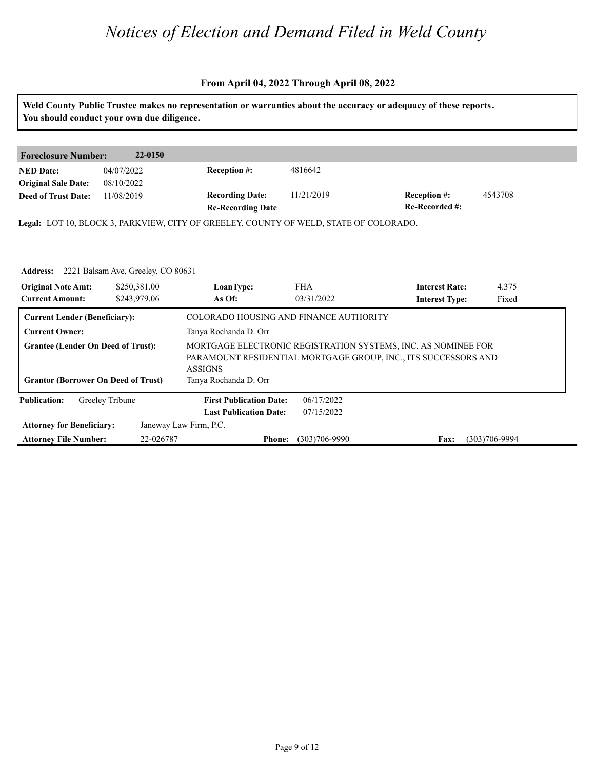# *Notices of Election and Demand Filed in Weld County*

**From April 04, 2022 Through April 08, 2022**

**Weld County Public Trustee makes no representation or warranties about the accuracy or adequacy of these reports. You should conduct your own due diligence.**

| **Foreclosure Number:** | **22-0150** | | | | |
|---|---|---|---|---|---|
| **NED Date:** | 04/07/2022 | **Reception #:** | 4816642 | | |
| **Original Sale Date:** | 08/10/2022 | | | | |
| **Deed of Trust Date:** | 11/08/2019 | **Recording Date:** | 11/21/2019 | **Reception #:** | 4543708 |
| | | **Re-Recording Date** | | **Re-Recorded #:** | |

**Legal:** LOT 10, BLOCK 3, PARKVIEW, CITY OF GREELEY, COUNTY OF WELD, STATE OF COLORADO.

**Address:** 2221 Balsam Ave, Greeley, CO 80631

| | | | | | |
|---|---|---|---|---|---|
| **Original Note Amt:** | $250,381.00 | **LoanType:** | FHA | **Interest Rate:** | 4.375 |
| **Current Amount:** | $243,979.06 | **As Of:** | 03/31/2022 | **Interest Type:** | Fixed |

| | |
|---|---|
| **Current Lender (Beneficiary):** | COLORADO HOUSING AND FINANCE AUTHORITY |
| **Current Owner:** | Tanya Rochanda D. Orr |
| **Grantee (Lender On Deed of Trust):** | MORTGAGE ELECTRONIC REGISTRATION SYSTEMS, INC. AS NOMINEE FOR PARAMOUNT RESIDENTIAL MORTGAGE GROUP, INC., ITS SUCCESSORS AND ASSIGNS |
| **Grantor (Borrower On Deed of Trust)** | Tanya Rochanda D. Orr |

| | | | | | |
|---|---|---|---|---|---|
| **Publication:** | Greeley Tribune | **First Publication Date:** | 06/17/2022 | | |
| | | **Last Publication Date:** | 07/15/2022 | | |
| **Attorney for Beneficiary:** | Janeway Law Firm, P.C. | | | | |
| **Attorney File Number:** | 22-026787 | **Phone:** | (303)706-9990 | **Fax:** | (303)706-9994 |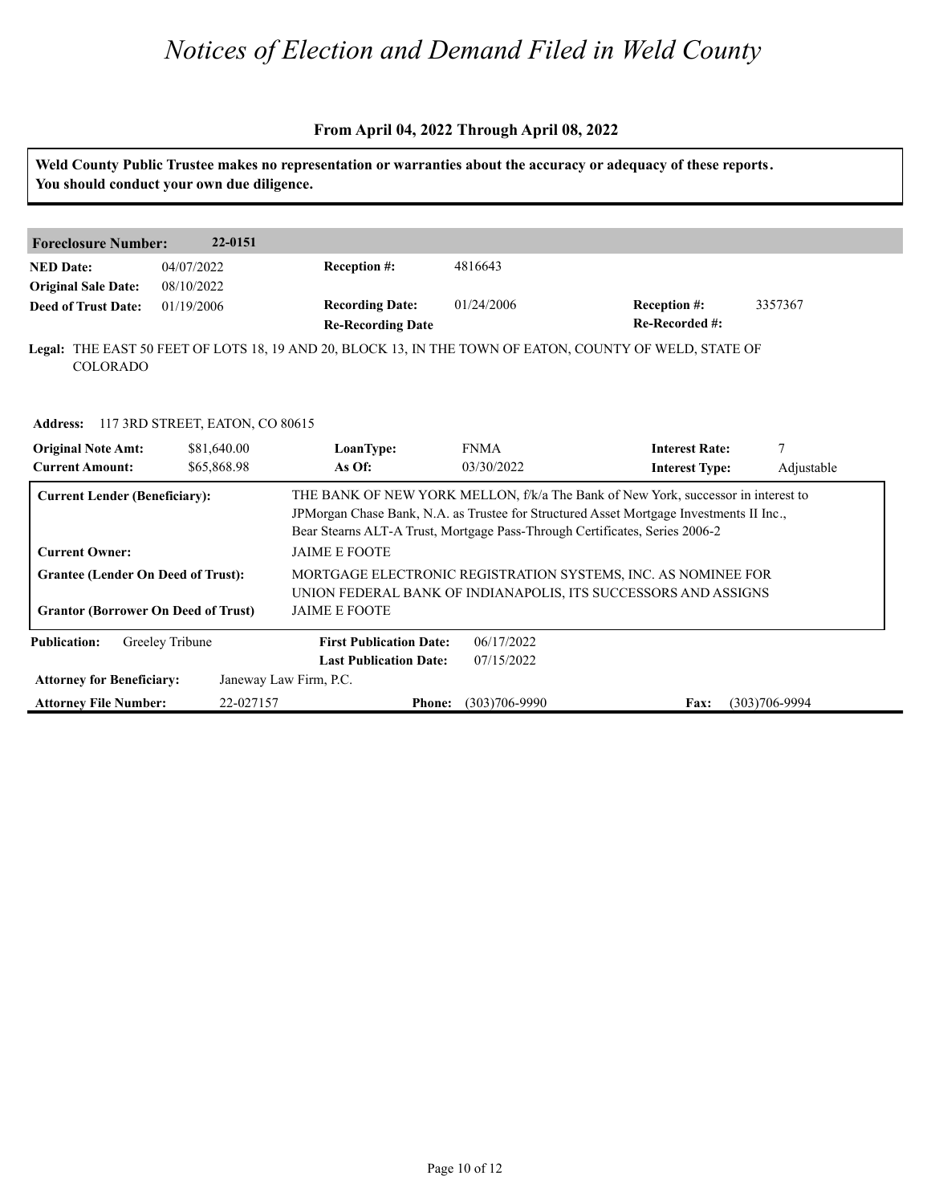# *Notices of Election and Demand Filed in Weld County*

**From April 04, 2022 Through April 08, 2022**

**Weld County Public Trustee makes no representation or warranties about the accuracy or adequacy of these reports. You should conduct your own due diligence.**

| **Foreclosure Number:** | **22-0151** | | | | |
|---|---|---|---|---|---|
| **NED Date:** | 04/07/2022 | **Reception #:** | 4816643 | | |
| **Original Sale Date:** | 08/10/2022 | | | | |
| **Deed of Trust Date:** | 01/19/2006 | **Recording Date:** | 01/24/2006 | **Reception #:** | 3357367 |
| | | **Re-Recording Date** | | **Re-Recorded #:** | |

**Legal:** THE EAST 50 FEET OF LOTS 18, 19 AND 20, BLOCK 13, IN THE TOWN OF EATON, COUNTY OF WELD, STATE OF COLORADO

**Address:** 117 3RD STREET, EATON, CO 80615

| **Original Note Amt:** | $81,640.00 | **LoanType:** | FNMA | **Interest Rate:** | 7 |
|---|---|---|---|---|---|
| **Current Amount:** | $65,868.98 | **As Of:** | 03/30/2022 | **Interest Type:** | Adjustable |

| | |
|---|---|
| **Current Lender (Beneficiary):** | THE BANK OF NEW YORK MELLON, f/k/a The Bank of New York, successor in interest to JPMorgan Chase Bank, N.A. as Trustee for Structured Asset Mortgage Investments II Inc., Bear Stearns ALT-A Trust, Mortgage Pass-Through Certificates, Series 2006-2 |
| **Current Owner:** | JAIME E FOOTE |
| **Grantee (Lender On Deed of Trust):** | MORTGAGE ELECTRONIC REGISTRATION SYSTEMS, INC. AS NOMINEE FOR UNION FEDERAL BANK OF INDIANAPOLIS, ITS SUCCESSORS AND ASSIGNS |
| **Grantor (Borrower On Deed of Trust)** | JAIME E FOOTE |

| **Publication:** | Greeley Tribune | **First Publication Date:** | 06/17/2022 | | |
|---|---|---|---|---|---|
| | | **Last Publication Date:** | 07/15/2022 | | |
| **Attorney for Beneficiary:** | Janeway Law Firm, P.C. | | | | |
| **Attorney File Number:** | 22-027157 | **Phone:** | (303)706-9990 | **Fax:** | (303)706-9994 |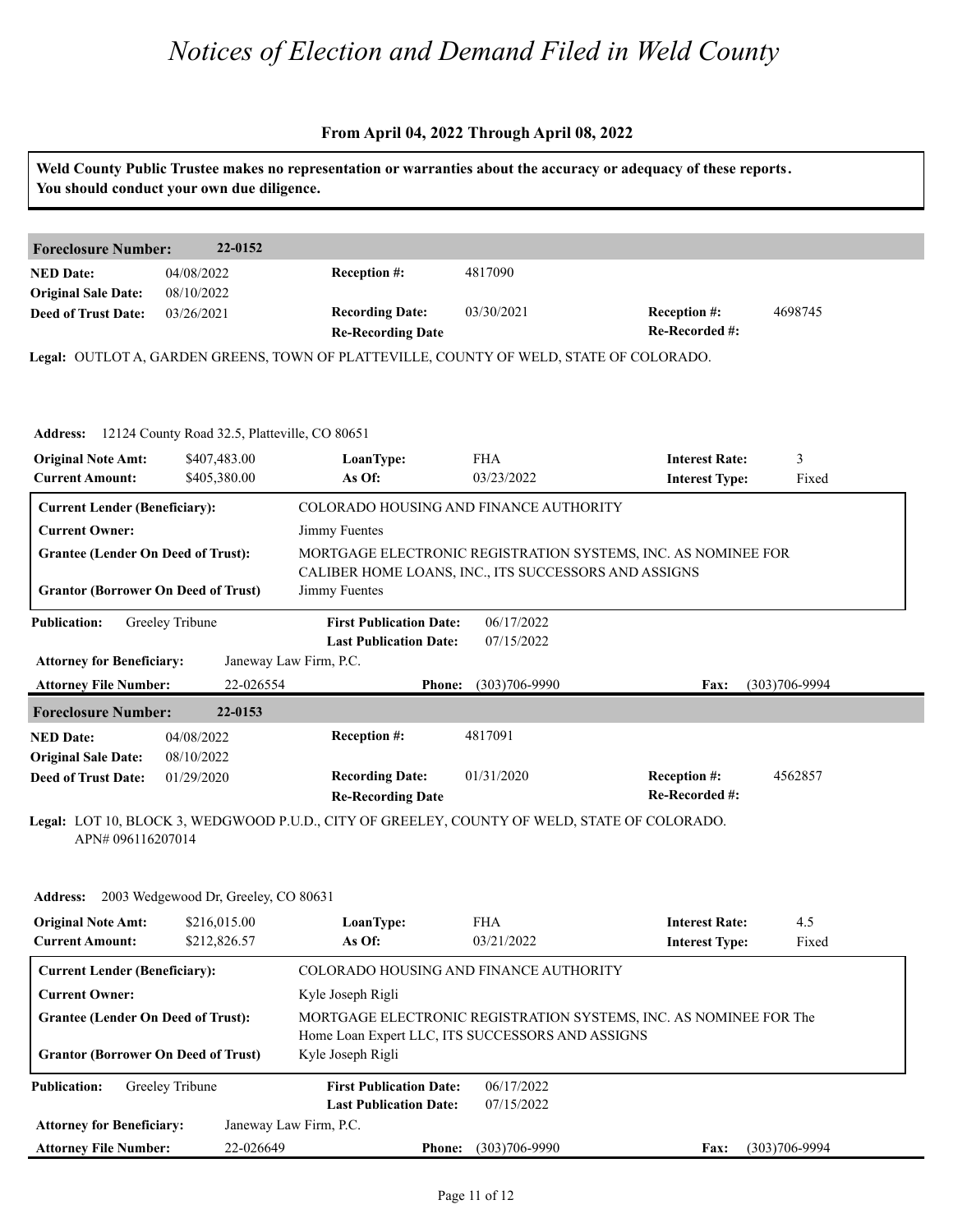# Notices of Election and Demand Filed in Weld County

**From April 04, 2022 Through April 08, 2022**

**Weld County Public Trustee makes no representation or warranties about the accuracy or adequacy of these reports. You should conduct your own due diligence.**

| **Foreclosure Number:** | **22-0152** | | | | |
|---|---|---|---|---|---|
| **NED Date:** | 04/08/2022 | **Reception #:** | 4817090 | | |
| **Original Sale Date:** | 08/10/2022 | | | | |
| **Deed of Trust Date:** | 03/26/2021 | **Recording Date:** | 03/30/2021 | **Reception #:** | 4698745 |
| | | **Re-Recording Date** | | **Re-Recorded #:** | |

**Legal:** OUTLOT A, GARDEN GREENS, TOWN OF PLATTEVILLE, COUNTY OF WELD, STATE OF COLORADO.

**Address:** 12124 County Road 32.5, Platteville, CO 80651

| **Original Note Amt:** | $407,483.00 | **LoanType:** | FHA | **Interest Rate:** | 3 |
|---|---|---|---|---|---|
| **Current Amount:** | $405,380.00 | **As Of:** | 03/23/2022 | **Interest Type:** | Fixed |

| | |
|---|---|
| **Current Lender (Beneficiary):** | COLORADO HOUSING AND FINANCE AUTHORITY |
| **Current Owner:** | Jimmy Fuentes |
| **Grantee (Lender On Deed of Trust):** | MORTGAGE ELECTRONIC REGISTRATION SYSTEMS, INC. AS NOMINEE FOR CALIBER HOME LOANS, INC., ITS SUCCESSORS AND ASSIGNS |
| **Grantor (Borrower On Deed of Trust)** | Jimmy Fuentes |

| **Publication:** | Greeley Tribune | **First Publication Date:** | 06/17/2022 | | |
|---|---|---|---|---|---|
| | | **Last Publication Date:** | 07/15/2022 | | |
| **Attorney for Beneficiary:** | Janeway Law Firm, P.C. | | | | |
| **Attorney File Number:** | 22-026554 | **Phone:** | (303)706-9990 | **Fax:** | (303)706-9994 |

| **Foreclosure Number:** | **22-0153** | | | | |
|---|---|---|---|---|---|
| **NED Date:** | 04/08/2022 | **Reception #:** | 4817091 | | |
| **Original Sale Date:** | 08/10/2022 | | | | |
| **Deed of Trust Date:** | 01/29/2020 | **Recording Date:** | 01/31/2020 | **Reception #:** | 4562857 |
| | | **Re-Recording Date** | | **Re-Recorded #:** | |

**Legal:** LOT 10, BLOCK 3, WEDGWOOD P.U.D., CITY OF GREELEY, COUNTY OF WELD, STATE OF COLORADO. APN# 096116207014

**Address:** 2003 Wedgewood Dr, Greeley, CO 80631

| **Original Note Amt:** | $216,015.00 | **LoanType:** | FHA | **Interest Rate:** | 4.5 |
|---|---|---|---|---|---|
| **Current Amount:** | $212,826.57 | **As Of:** | 03/21/2022 | **Interest Type:** | Fixed |

| | |
|---|---|
| **Current Lender (Beneficiary):** | COLORADO HOUSING AND FINANCE AUTHORITY |
| **Current Owner:** | Kyle Joseph Rigli |
| **Grantee (Lender On Deed of Trust):** | MORTGAGE ELECTRONIC REGISTRATION SYSTEMS, INC. AS NOMINEE FOR The Home Loan Expert LLC, ITS SUCCESSORS AND ASSIGNS |
| **Grantor (Borrower On Deed of Trust)** | Kyle Joseph Rigli |

| **Publication:** | Greeley Tribune | **First Publication Date:** | 06/17/2022 | | |
|---|---|---|---|---|---|
| | | **Last Publication Date:** | 07/15/2022 | | |
| **Attorney for Beneficiary:** | Janeway Law Firm, P.C. | | | | |
| **Attorney File Number:** | 22-026649 | **Phone:** | (303)706-9990 | **Fax:** | (303)706-9994 |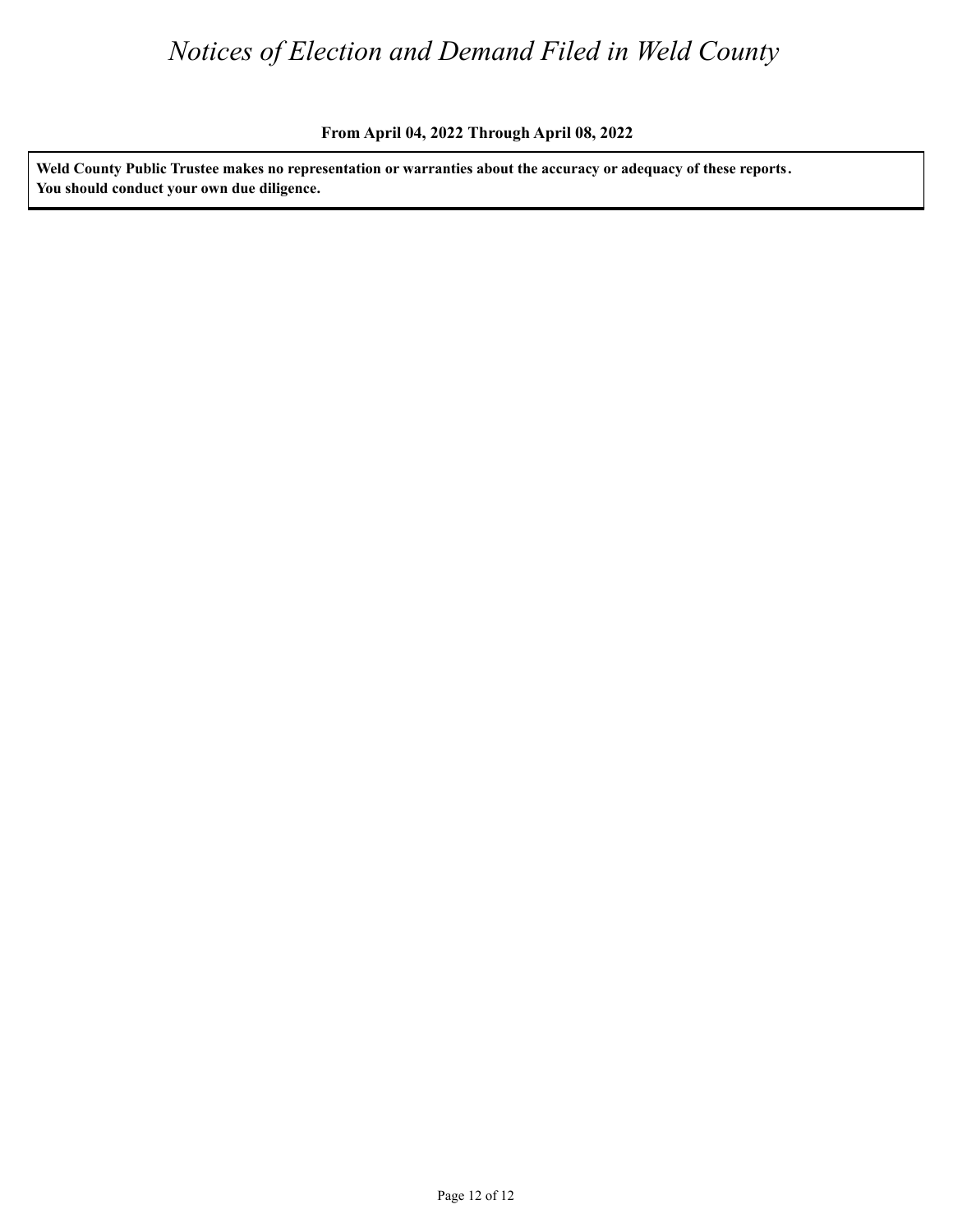# *Notices of Election and Demand Filed in Weld County*

**From April 04, 2022 Through April 08, 2022**

**Weld County Public Trustee makes no representation or warranties about the accuracy or adequacy of these reports. You should conduct your own due diligence.**